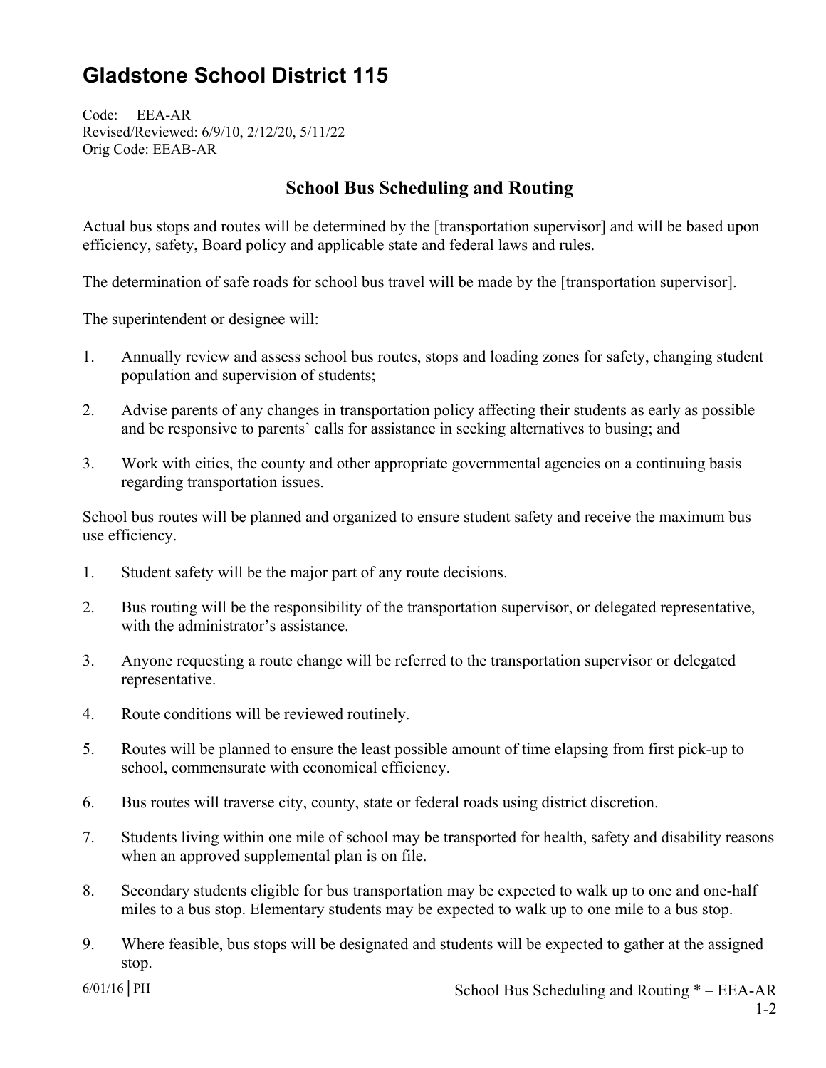# Gladstone School District 115

Code: EEA-AR
Revised/Reviewed: 6/9/10, 2/12/20, 5/11/22
Orig Code: EEAB-AR

## School Bus Scheduling and Routing

Actual bus stops and routes will be determined by the [transportation supervisor] and will be based upon efficiency, safety, Board policy and applicable state and federal laws and rules.

The determination of safe roads for school bus travel will be made by the [transportation supervisor].

The superintendent or designee will:

1. Annually review and assess school bus routes, stops and loading zones for safety, changing student population and supervision of students;
2. Advise parents of any changes in transportation policy affecting their students as early as possible and be responsive to parents' calls for assistance in seeking alternatives to busing; and
3. Work with cities, the county and other appropriate governmental agencies on a continuing basis regarding transportation issues.

School bus routes will be planned and organized to ensure student safety and receive the maximum bus use efficiency.

1. Student safety will be the major part of any route decisions.
2. Bus routing will be the responsibility of the transportation supervisor, or delegated representative, with the administrator's assistance.
3. Anyone requesting a route change will be referred to the transportation supervisor or delegated representative.
4. Route conditions will be reviewed routinely.
5. Routes will be planned to ensure the least possible amount of time elapsing from first pick-up to school, commensurate with economical efficiency.
6. Bus routes will traverse city, county, state or federal roads using district discretion.
7. Students living within one mile of school may be transported for health, safety and disability reasons when an approved supplemental plan is on file.
8. Secondary students eligible for bus transportation may be expected to walk up to one and one-half miles to a bus stop. Elementary students may be expected to walk up to one mile to a bus stop.
9. Where feasible, bus stops will be designated and students will be expected to gather at the assigned stop.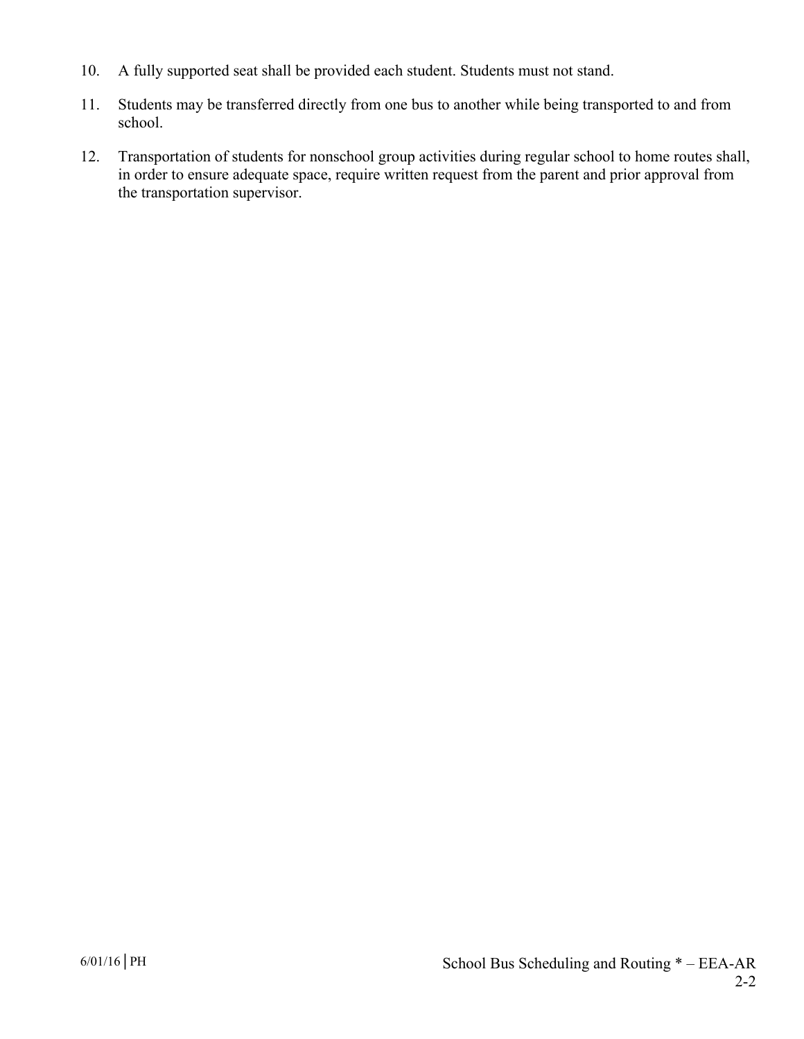10. A fully supported seat shall be provided each student. Students must not stand.

11. Students may be transferred directly from one bus to another while being transported to and from school.

12. Transportation of students for nonschool group activities during regular school to home routes shall, in order to ensure adequate space, require written request from the parent and prior approval from the transportation supervisor.